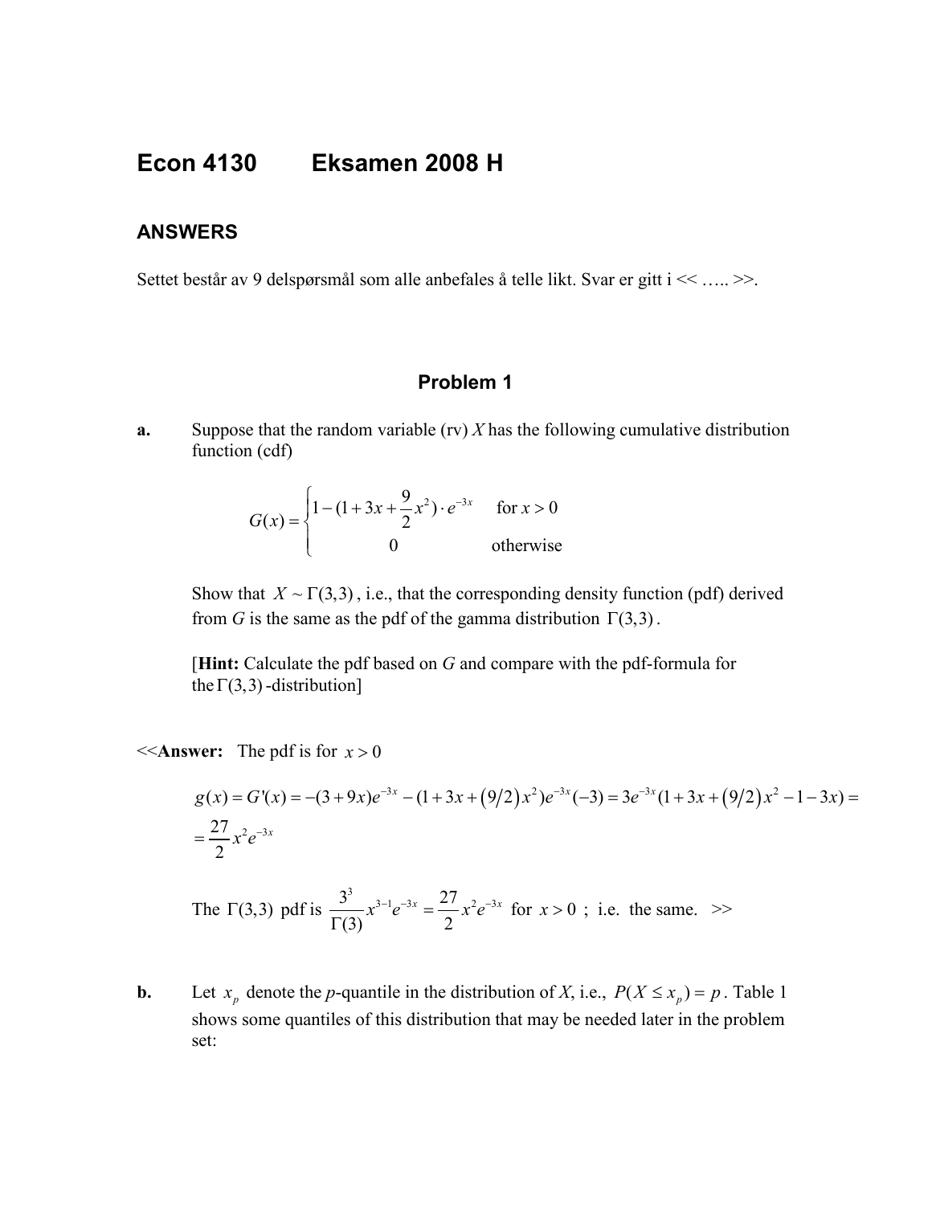# Econ 4130 Eksamen 2008 H

## ANSWERS

Settet består av 9 delspørsmål som alle anbefales å telle likt. Svar er gitt i << ….. >>.

### Problem 1

**a.** Suppose that the random variable (rv) $X$ has the following cumulative distribution function (cdf)

$$G(x) = \begin{cases} 1 - (1 + 3x + \frac{9}{2}x^2) \cdot e^{-3x} & \text{for } x > 0 \\ 0 & \text{otherwise} \end{cases}$$

Show that $X \sim \Gamma(3,3)$, i.e., that the corresponding density function (pdf) derived from $G$ is the same as the pdf of the gamma distribution $\Gamma(3,3)$.

[**Hint:** Calculate the pdf based on $G$ and compare with the pdf-formula for the $\Gamma(3,3)$-distribution]

<<**Answer:** The pdf is for $x > 0$

$$g(x) = G'(x) = -(3 + 9x)e^{-3x} - (1 + 3x + (9/2)x^2)e^{-3x}(-3) = 3e^{-3x}(1 + 3x + (9/2)x^2 - 1 - 3x) =$$
$$= \frac{27}{2}x^2 e^{-3x}$$

The $\Gamma(3,3)$ pdf is $\frac{3^3}{\Gamma(3)}x^{3-1}e^{-3x} = \frac{27}{2}x^2 e^{-3x}$ for $x > 0$ ; i.e. the same. >>

**b.** Let $x_p$ denote the $p$-quantile in the distribution of $X$, i.e., $P(X \le x_p) = p$. Table 1 shows some quantiles of this distribution that may be needed later in the problem set: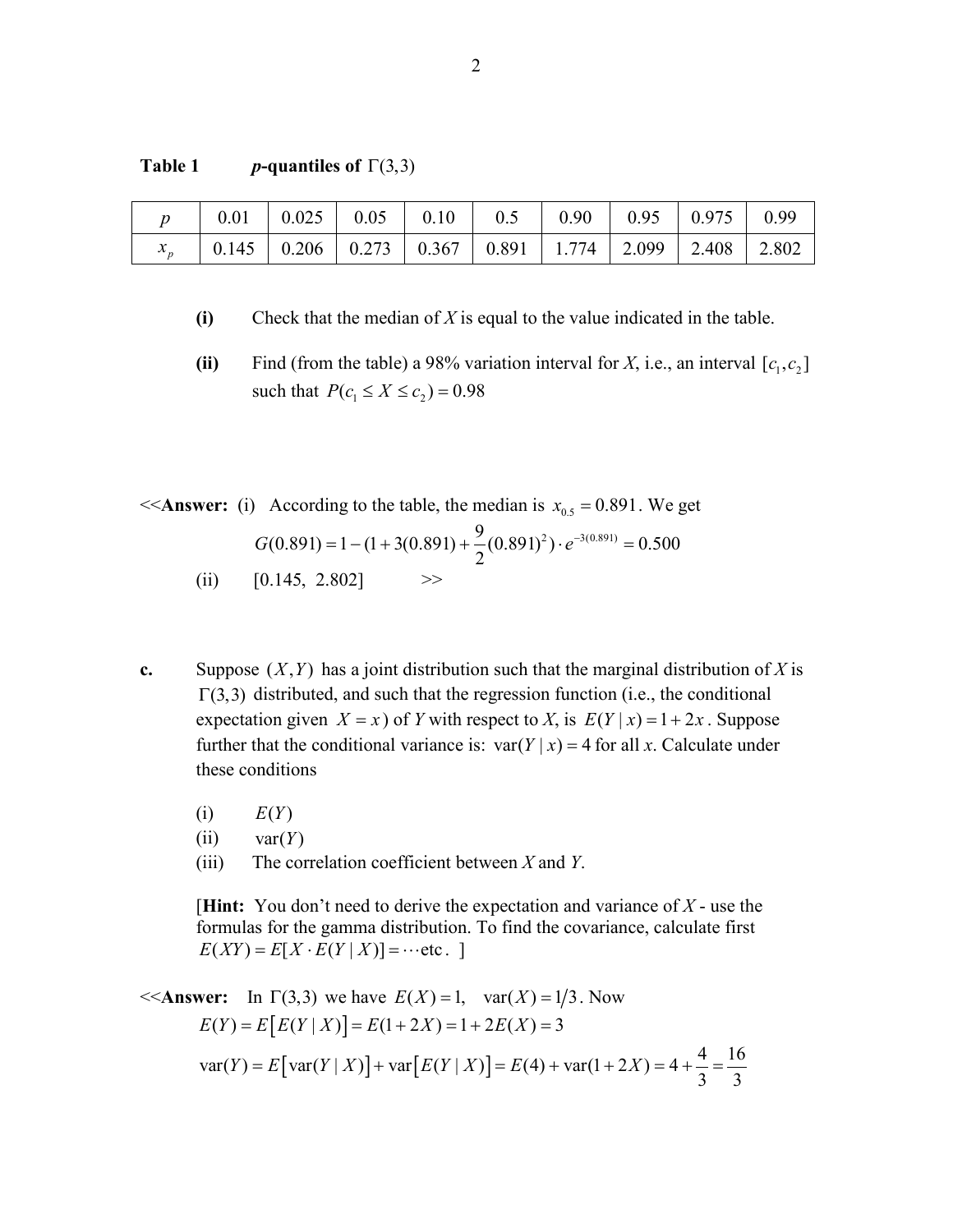**Table 1** ***p*-quantiles of $\Gamma(3,3)$**

| $p$ | 0.01 | 0.025 | 0.05 | 0.10 | 0.5 | 0.90 | 0.95 | 0.975 | 0.99 |
|---|---|---|---|---|---|---|---|---|---|
| $x_p$ | 0.145 | 0.206 | 0.273 | 0.367 | 0.891 | 1.774 | 2.099 | 2.408 | 2.802 |

**(i)** Check that the median of *X* is equal to the value indicated in the table.

**(ii)** Find (from the table) a 98% variation interval for *X*, i.e., an interval $[c_1, c_2]$ such that $P(c_1 \leq X \leq c_2) = 0.98$

<<**Answer:** (i) According to the table, the median is $x_{0.5} = 0.891$. We get

$$G(0.891) = 1 - (1 + 3(0.891) + \frac{9}{2}(0.891)^2) \cdot e^{-3(0.891)} = 0.500$$

(ii) $[0.145,\ 2.802]$ >>

**c.** Suppose $(X, Y)$ has a joint distribution such that the marginal distribution of *X* is $\Gamma(3,3)$ distributed, and such that the regression function (i.e., the conditional expectation given $X = x$) of *Y* with respect to *X*, is $E(Y \mid x) = 1 + 2x$. Suppose further that the conditional variance is: $\text{var}(Y \mid x) = 4$ for all *x*. Calculate under these conditions

(i) $E(Y)$

(ii) $\text{var}(Y)$

(iii) The correlation coefficient between *X* and *Y*.

[**Hint:** You don't need to derive the expectation and variance of *X* - use the formulas for the gamma distribution. To find the covariance, calculate first $E(XY) = E[X \cdot E(Y \mid X)] = \cdots \text{etc}.$ ]

<<**Answer:** In $\Gamma(3,3)$ we have $E(X) = 1, \quad \text{var}(X) = 1/3$. Now

$$E(Y) = E\left[E(Y \mid X)\right] = E(1 + 2X) = 1 + 2E(X) = 3$$

$$\text{var}(Y) = E\left[\text{var}(Y \mid X)\right] + \text{var}\left[E(Y \mid X)\right] = E(4) + \text{var}(1 + 2X) = 4 + \frac{4}{3} = \frac{16}{3}$$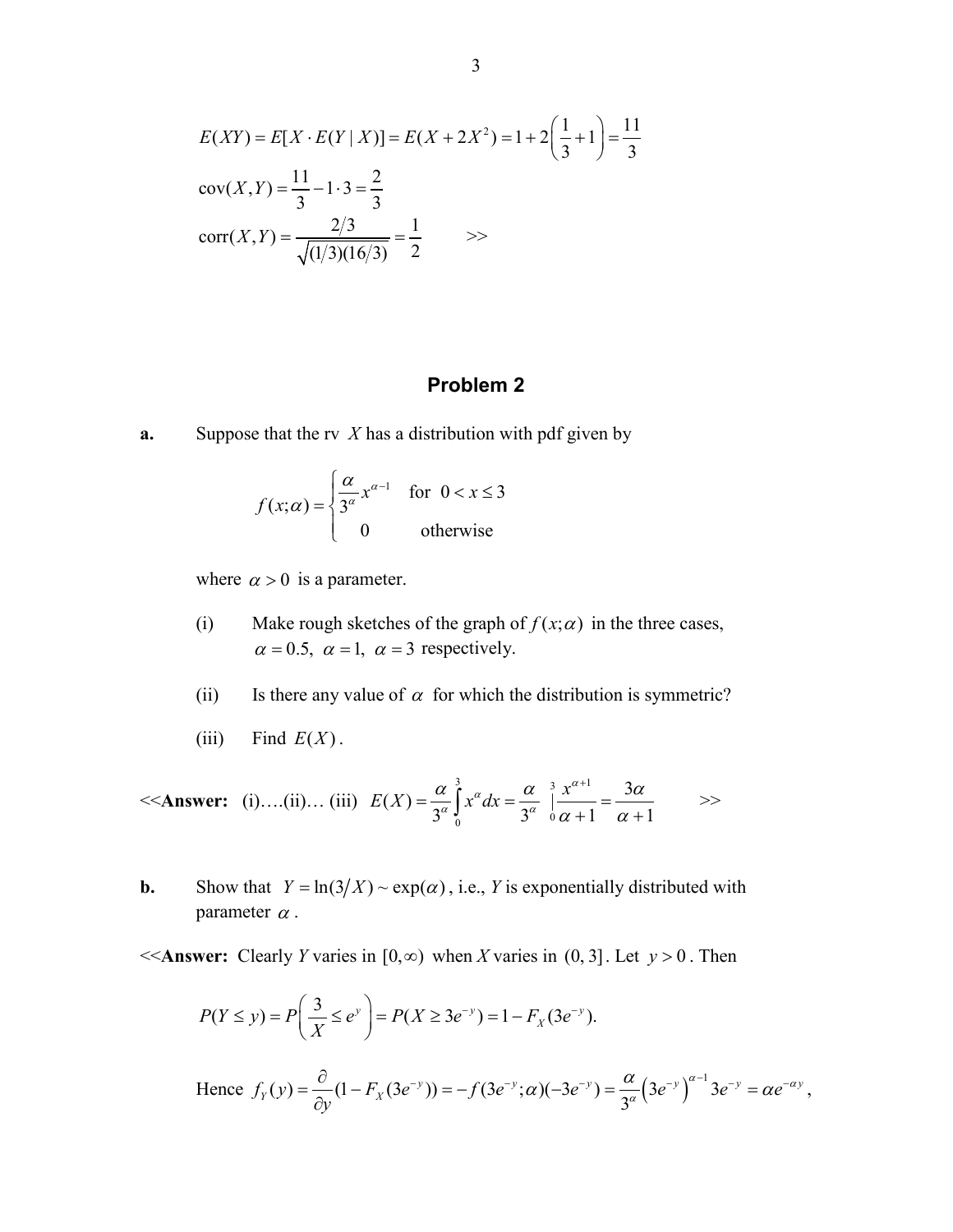$$E(XY) = E[X \cdot E(Y \mid X)] = E(X + 2X^2) = 1 + 2\left(\frac{1}{3} + 1\right) = \frac{11}{3}$$

$$\text{cov}(X,Y) = \frac{11}{3} - 1 \cdot 3 = \frac{2}{3}$$

$$\text{corr}(X,Y) = \frac{2/3}{\sqrt{(1/3)(16/3)}} = \frac{1}{2} \qquad >>$$

## Problem 2

**a.** Suppose that the rv $X$ has a distribution with pdf given by

$$f(x;\alpha) = \begin{cases} \dfrac{\alpha}{3^\alpha} x^{\alpha-1} & \text{for } 0 < x \le 3 \\ 0 & \text{otherwise} \end{cases}$$

where $\alpha > 0$ is a parameter.

(i) Make rough sketches of the graph of $f(x;\alpha)$ in the three cases, $\alpha = 0.5,\ \alpha = 1,\ \alpha = 3$ respectively.

(ii) Is there any value of $\alpha$ for which the distribution is symmetric?

(iii) Find $E(X)$.

<<**Answer:** (i)….(ii)… (iii) $E(X) = \dfrac{\alpha}{3^\alpha}\displaystyle\int_0^3 x^\alpha dx = \dfrac{\alpha}{3^\alpha} \Big|_0^3 \dfrac{x^{\alpha+1}}{\alpha+1} = \dfrac{3\alpha}{\alpha+1}$ >>

**b.** Show that $Y = \ln(3/X) \sim \exp(\alpha)$, i.e., $Y$ is exponentially distributed with parameter $\alpha$.

<<**Answer:** Clearly $Y$ varies in $[0,\infty)$ when $X$ varies in $(0, 3]$. Let $y > 0$. Then

$$P(Y \le y) = P\left(\frac{3}{X} \le e^y\right) = P(X \ge 3e^{-y}) = 1 - F_X(3e^{-y}).$$

Hence $f_Y(y) = \dfrac{\partial}{\partial y}(1 - F_X(3e^{-y})) = -f(3e^{-y};\alpha)(-3e^{-y}) = \dfrac{\alpha}{3^\alpha}\left(3e^{-y}\right)^{\alpha-1} 3e^{-y} = \alpha e^{-\alpha y}$,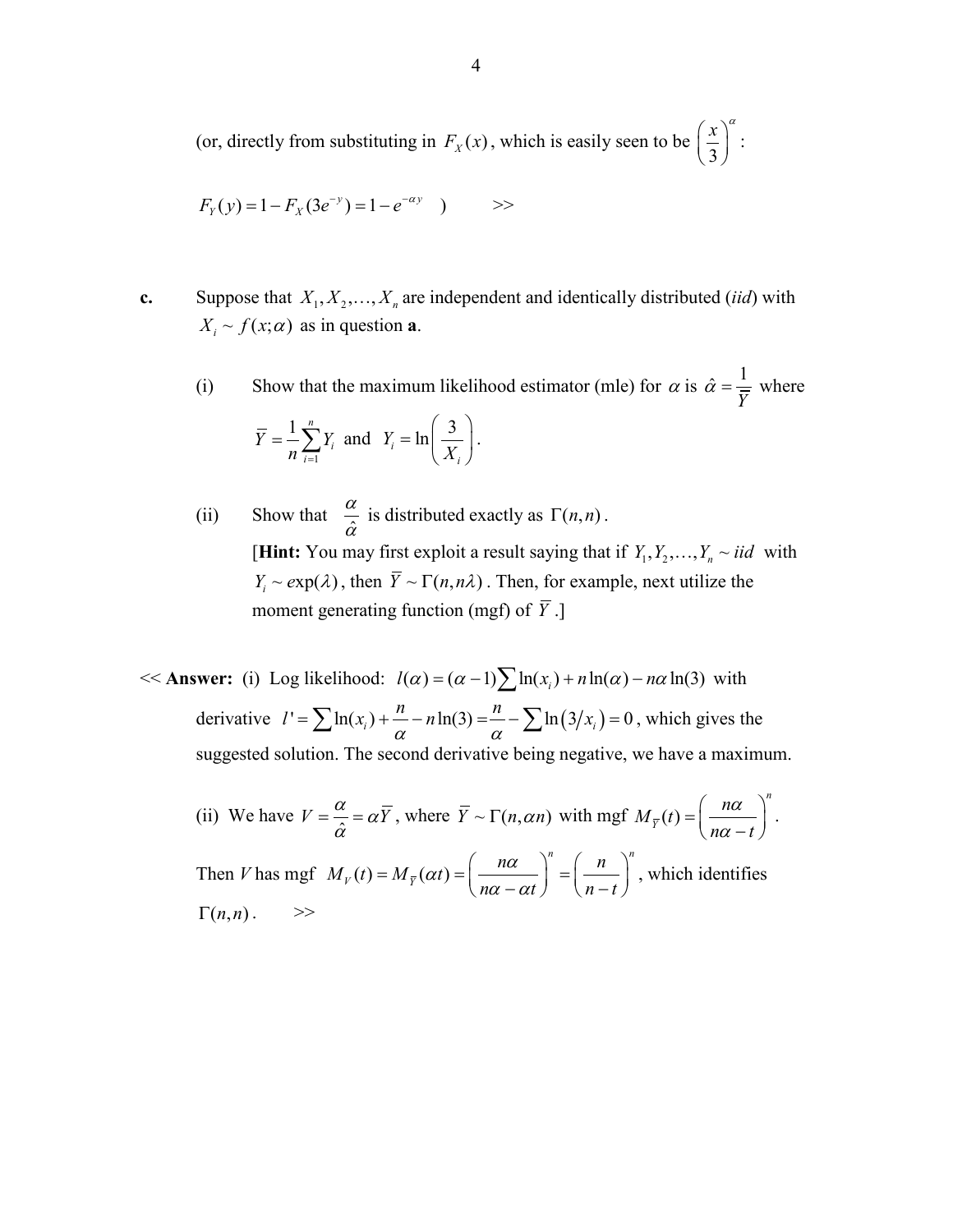(or, directly from substituting in $F_X(x)$, which is easily seen to be $\left(\frac{x}{3}\right)^{\alpha}$:

$F_Y(y) = 1 - F_X(3e^{-y}) = 1 - e^{-\alpha y}$ ) >>

**c.** Suppose that $X_1, X_2, \ldots, X_n$ are independent and identically distributed (*iid*) with $X_i \sim f(x;\alpha)$ as in question **a**.

(i) Show that the maximum likelihood estimator (mle) for $\alpha$ is $\hat{\alpha} = \frac{1}{\bar{Y}}$ where $\bar{Y} = \frac{1}{n}\sum_{i=1}^{n} Y_i$ and $Y_i = \ln\left(\frac{3}{X_i}\right)$.

(ii) Show that $\frac{\alpha}{\hat{\alpha}}$ is distributed exactly as $\Gamma(n,n)$.
[**Hint:** You may first exploit a result saying that if $Y_1, Y_2, \ldots, Y_n \sim iid$ with $Y_i \sim \exp(\lambda)$, then $\bar{Y} \sim \Gamma(n, n\lambda)$. Then, for example, next utilize the moment generating function (mgf) of $\bar{Y}$.]

<< **Answer:** (i) Log likelihood: $l(\alpha) = (\alpha - 1)\sum \ln(x_i) + n\ln(\alpha) - n\alpha\ln(3)$ with derivative $l' = \sum \ln(x_i) + \frac{n}{\alpha} - n\ln(3) = \frac{n}{\alpha} - \sum \ln\left(3/x_i\right) = 0$, which gives the suggested solution. The second derivative being negative, we have a maximum.

(ii) We have $V = \frac{\alpha}{\hat{\alpha}} = \alpha\bar{Y}$, where $\bar{Y} \sim \Gamma(n, \alpha n)$ with mgf $M_{\bar{Y}}(t) = \left(\frac{n\alpha}{n\alpha - t}\right)^n$.

Then $V$ has mgf $M_V(t) = M_{\bar{Y}}(\alpha t) = \left(\frac{n\alpha}{n\alpha - \alpha t}\right)^n = \left(\frac{n}{n-t}\right)^n$, which identifies $\Gamma(n,n)$. >>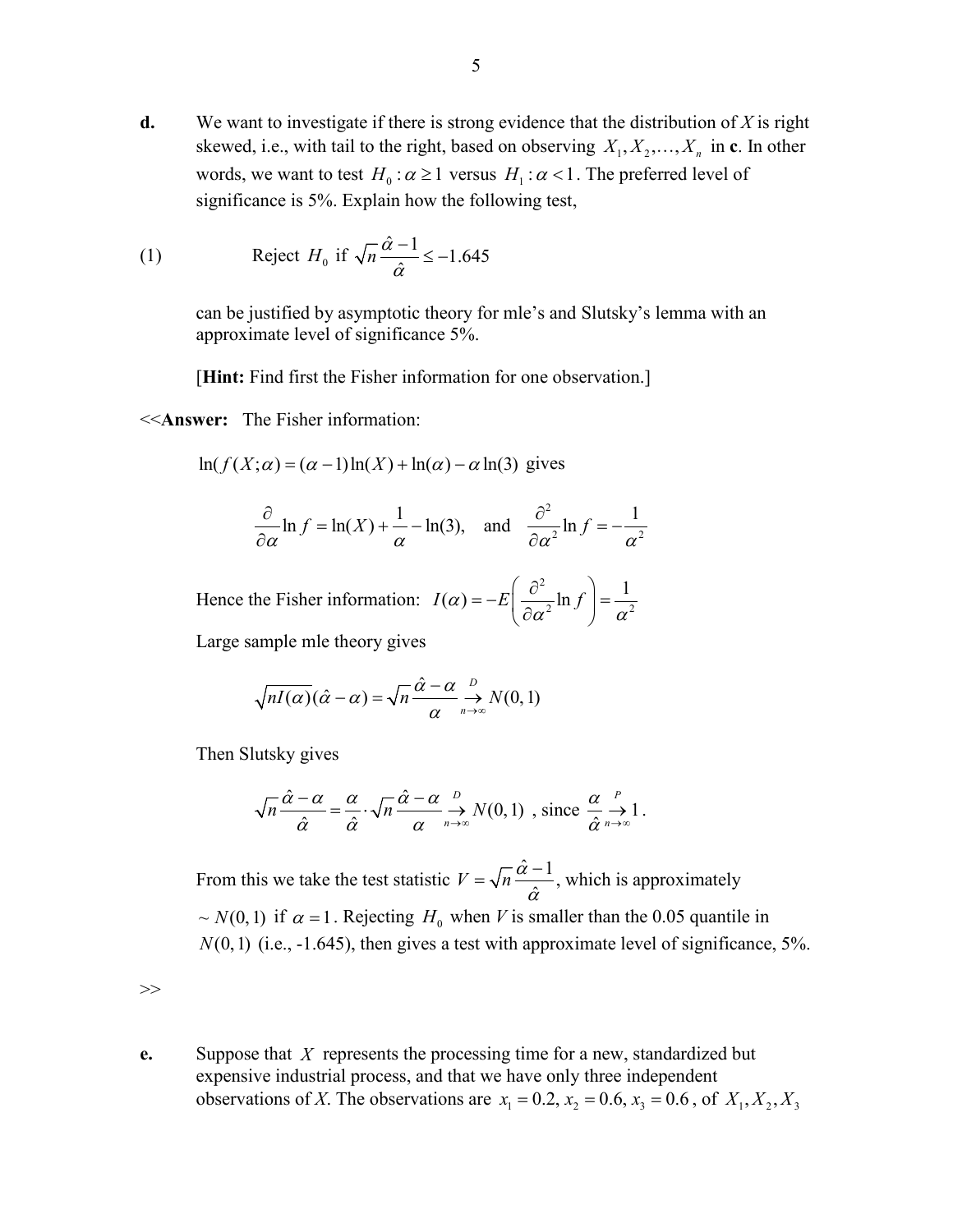**d.** We want to investigate if there is strong evidence that the distribution of $X$ is right skewed, i.e., with tail to the right, based on observing $X_1, X_2, \ldots, X_n$ in **c**. In other words, we want to test $H_0: \alpha \geq 1$ versus $H_1: \alpha < 1$. The preferred level of significance is 5%. Explain how the following test,

$$\text{(1)} \qquad \text{Reject } H_0 \text{ if } \sqrt{n}\frac{\hat{\alpha}-1}{\hat{\alpha}} \leq -1.645$$

can be justified by asymptotic theory for mle's and Slutsky's lemma with an approximate level of significance 5%.

[**Hint:** Find first the Fisher information for one observation.]

<<**Answer:** The Fisher information:

$\ln(f(X;\alpha) = (\alpha - 1)\ln(X) + \ln(\alpha) - \alpha\ln(3)$ gives

$$\frac{\partial}{\partial \alpha}\ln f = \ln(X) + \frac{1}{\alpha} - \ln(3), \quad \text{and} \quad \frac{\partial^2}{\partial \alpha^2}\ln f = -\frac{1}{\alpha^2}$$

Hence the Fisher information: $I(\alpha) = -E\left(\frac{\partial^2}{\partial \alpha^2}\ln f\right) = \frac{1}{\alpha^2}$

Large sample mle theory gives

$$\sqrt{nI(\alpha)}(\hat{\alpha} - \alpha) = \sqrt{n}\frac{\hat{\alpha} - \alpha}{\alpha} \underset{n\to\infty}{\overset{D}{\to}} N(0,1)$$

Then Slutsky gives

$$\sqrt{n}\frac{\hat{\alpha} - \alpha}{\hat{\alpha}} = \frac{\alpha}{\hat{\alpha}} \cdot \sqrt{n}\frac{\hat{\alpha} - \alpha}{\alpha} \underset{n\to\infty}{\overset{D}{\to}} N(0,1) \text{ , since } \frac{\alpha}{\hat{\alpha}} \underset{n\to\infty}{\overset{P}{\to}} 1.$$

From this we take the test statistic $V = \sqrt{n}\frac{\hat{\alpha}-1}{\hat{\alpha}}$, which is approximately $\sim N(0,1)$ if $\alpha = 1$. Rejecting $H_0$ when $V$ is smaller than the 0.05 quantile in $N(0,1)$ (i.e., -1.645), then gives a test with approximate level of significance, 5%.

\>>

**e.** Suppose that $X$ represents the processing time for a new, standardized but expensive industrial process, and that we have only three independent observations of $X$. The observations are $x_1 = 0.2, x_2 = 0.6, x_3 = 0.6$, of $X_1, X_2, X_3$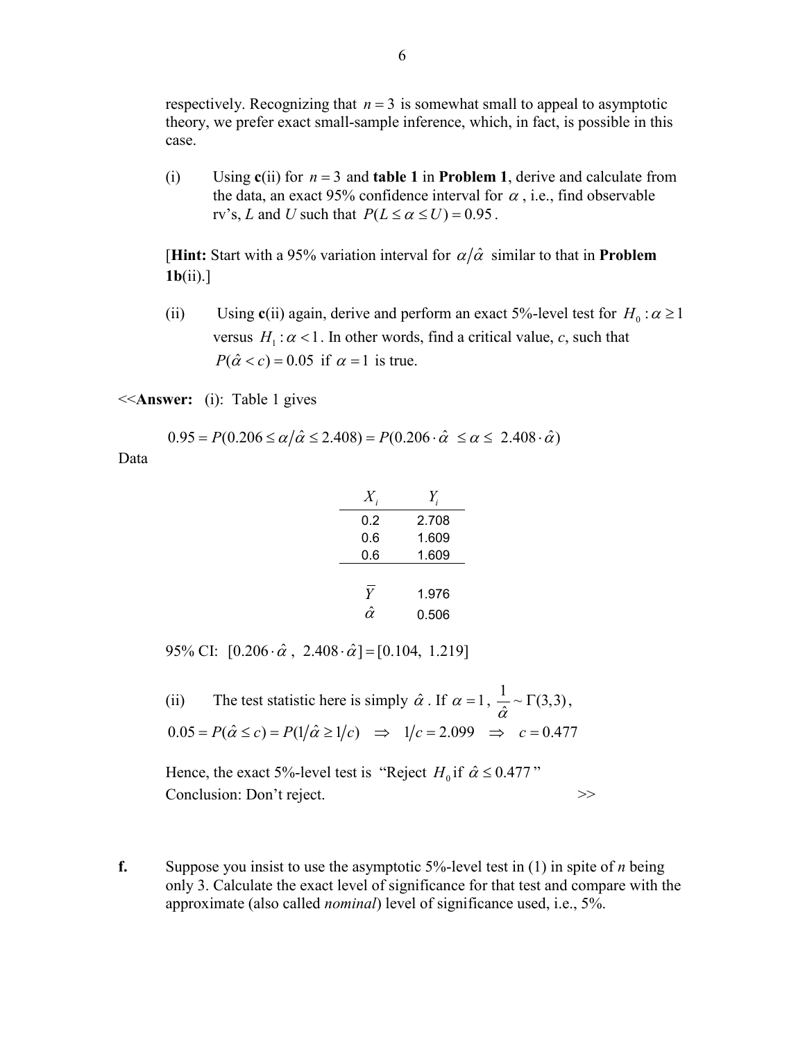respectively. Recognizing that $n = 3$ is somewhat small to appeal to asymptotic theory, we prefer exact small-sample inference, which, in fact, is possible in this case.

(i) Using **c**(ii) for $n = 3$ and **table 1** in **Problem 1**, derive and calculate from the data, an exact 95% confidence interval for $\alpha$, i.e., find observable rv's, $L$ and $U$ such that $P(L \le \alpha \le U) = 0.95$.

[**Hint:** Start with a 95% variation interval for $\alpha/\hat{\alpha}$ similar to that in **Problem 1b**(ii).]

(ii) Using **c**(ii) again, derive and perform an exact 5%-level test for $H_0 : \alpha \ge 1$ versus $H_1 : \alpha < 1$. In other words, find a critical value, $c$, such that $P(\hat{\alpha} < c) = 0.05$ if $\alpha = 1$ is true.

<<**Answer:** (i): Table 1 gives

$$0.95 = P(0.206 \le \alpha/\hat{\alpha} \le 2.408) = P(0.206 \cdot \hat{\alpha} \le \alpha \le 2.408 \cdot \hat{\alpha})$$

Data

| $X_i$ | $Y_i$ |
|---|---|
| 0.2 | 2.708 |
| 0.6 | 1.609 |
| 0.6 | 1.609 |
| | |
| $\bar{Y}$ | 1.976 |
| $\hat{\alpha}$ | 0.506 |

95% CI: $[0.206 \cdot \hat{\alpha}\ ,\ 2.408 \cdot \hat{\alpha}] = [0.104,\ 1.219]$

(ii) The test statistic here is simply $\hat{\alpha}$. If $\alpha = 1$, $\frac{1}{\hat{\alpha}} \sim \Gamma(3,3)$,

$$0.05 = P(\hat{\alpha} \le c) = P(1/\hat{\alpha} \ge 1/c) \;\Rightarrow\; 1/c = 2.099 \;\Rightarrow\; c = 0.477$$

Hence, the exact 5%-level test is "Reject $H_0$ if $\hat{\alpha} \le 0.477$"
Conclusion: Don't reject. >>

**f.** Suppose you insist to use the asymptotic 5%-level test in (1) in spite of $n$ being only 3. Calculate the exact level of significance for that test and compare with the approximate (also called *nominal*) level of significance used, i.e., 5%.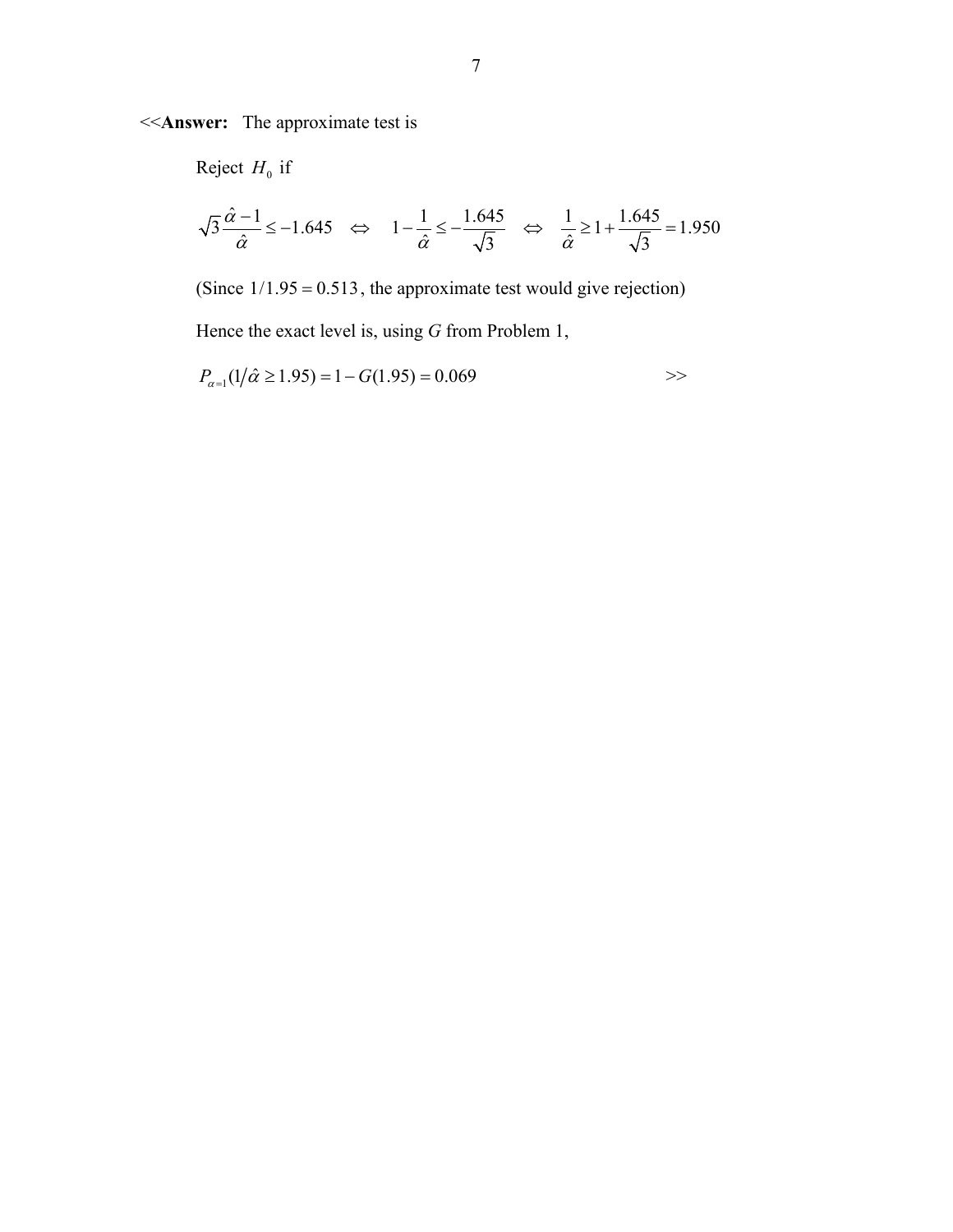<<**Answer:** The approximate test is

Reject $H_0$ if

$$\sqrt{3}\frac{\hat{\alpha}-1}{\hat{\alpha}} \le -1.645 \quad \Leftrightarrow \quad 1-\frac{1}{\hat{\alpha}} \le -\frac{1.645}{\sqrt{3}} \quad \Leftrightarrow \quad \frac{1}{\hat{\alpha}} \ge 1+\frac{1.645}{\sqrt{3}} = 1.950$$

(Since $1/1.95 = 0.513$, the approximate test would give rejection)

Hence the exact level is, using *G* from Problem 1,

$$P_{\alpha=1}(1/\hat{\alpha} \ge 1.95) = 1 - G(1.95) = 0.069$$

>>